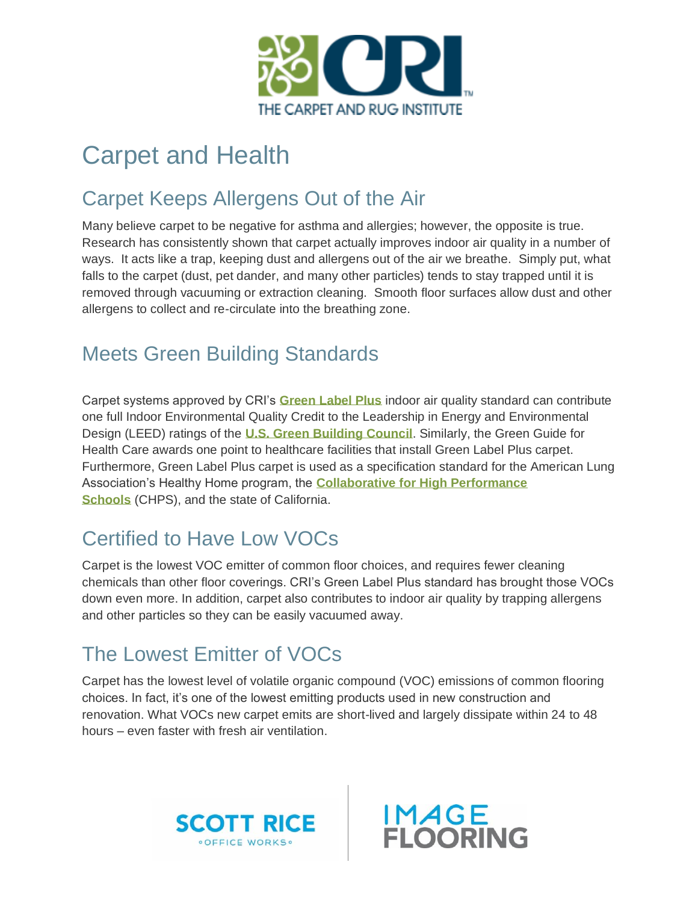THE CARPET AND RUG INSTITUTE

# Carpet and Health

## Carpet Keeps Allergens Out of the Air

Many believe carpet to be negative for asthma and allergies; however, the opposite is true. Research has consistently shown that carpet actually improves indoor air quality in a number of ways. It acts like a trap, keeping dust and allergens out of the air we breathe. Simply put, what falls to the carpet (dust, pet dander, and many other particles) tends to stay trapped until it is removed through vacuuming or extraction cleaning. Smooth floor surfaces allow dust and other allergens to collect and re-circulate into the breathing zone.

## Meets Green Building Standards

Carpet systems approved by CRI's **Green Label Plus** indoor air quality standard can contribute one full Indoor Environmental Quality Credit to the Leadership in Energy and Environmental Design (LEED) ratings of the **U.S. Green Building Council**. Similarly, the Green Guide for Health Care awards one point to healthcare facilities that install Green Label Plus carpet. Furthermore, Green Label Plus carpet is used as a specification standard for the American Lung Association's Healthy Home program, the **Collaborative for High Performance Schools** (CHPS), and the state of California.

## Certified to Have Low VOCs

Carpet is the lowest VOC emitter of common floor choices, and requires fewer cleaning chemicals than other floor coverings. CRI's Green Label Plus standard has brought those VOCs down even more. In addition, carpet also contributes to indoor air quality by trapping allergens and other particles so they can be easily vacuumed away.

## The Lowest Emitter of VOCs

Carpet has the lowest level of volatile organic compound (VOC) emissions of common flooring choices. In fact, it's one of the lowest emitting products used in new construction and renovation. What VOCs new carpet emits are short-lived and largely dissipate within 24 to 48 hours – even faster with fresh air ventilation.

SCOTT RICE OFFICE WORKS | IMAGE FLOORING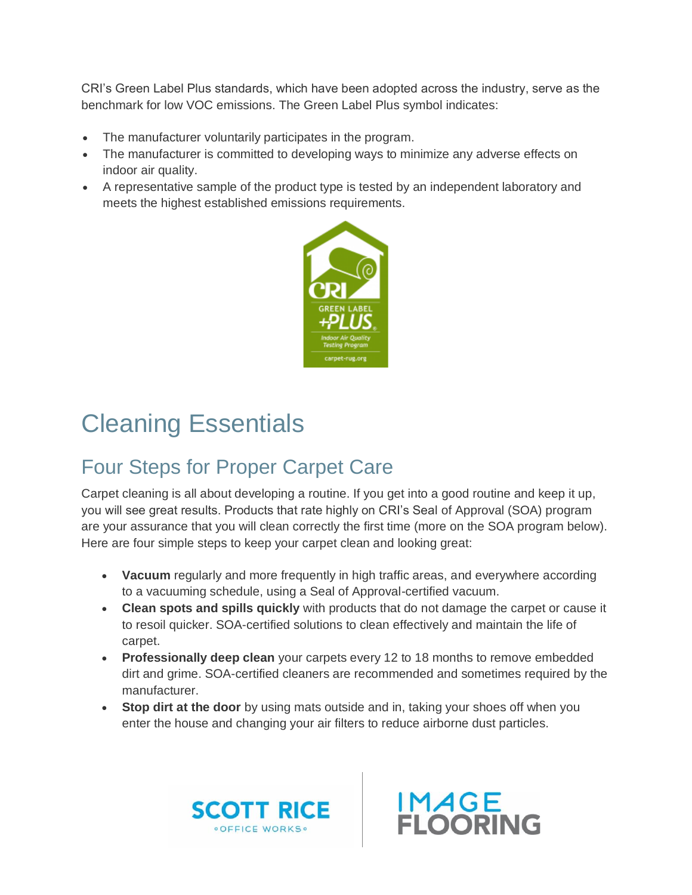CRI's Green Label Plus standards, which have been adopted across the industry, serve as the benchmark for low VOC emissions. The Green Label Plus symbol indicates:

- The manufacturer voluntarily participates in the program.
- The manufacturer is committed to developing ways to minimize any adverse effects on indoor air quality.
- A representative sample of the product type is tested by an independent laboratory and meets the highest established emissions requirements.

# Cleaning Essentials

## Four Steps for Proper Carpet Care

Carpet cleaning is all about developing a routine. If you get into a good routine and keep it up, you will see great results. Products that rate highly on CRI's Seal of Approval (SOA) program are your assurance that you will clean correctly the first time (more on the SOA program below). Here are four simple steps to keep your carpet clean and looking great:

- **Vacuum** regularly and more frequently in high traffic areas, and everywhere according to a vacuuming schedule, using a Seal of Approval-certified vacuum.
- **Clean spots and spills quickly** with products that do not damage the carpet or cause it to resoil quicker. SOA-certified solutions to clean effectively and maintain the life of carpet.
- **Professionally deep clean** your carpets every 12 to 18 months to remove embedded dirt and grime. SOA-certified cleaners are recommended and sometimes required by the manufacturer.
- **Stop dirt at the door** by using mats outside and in, taking your shoes off when you enter the house and changing your air filters to reduce airborne dust particles.